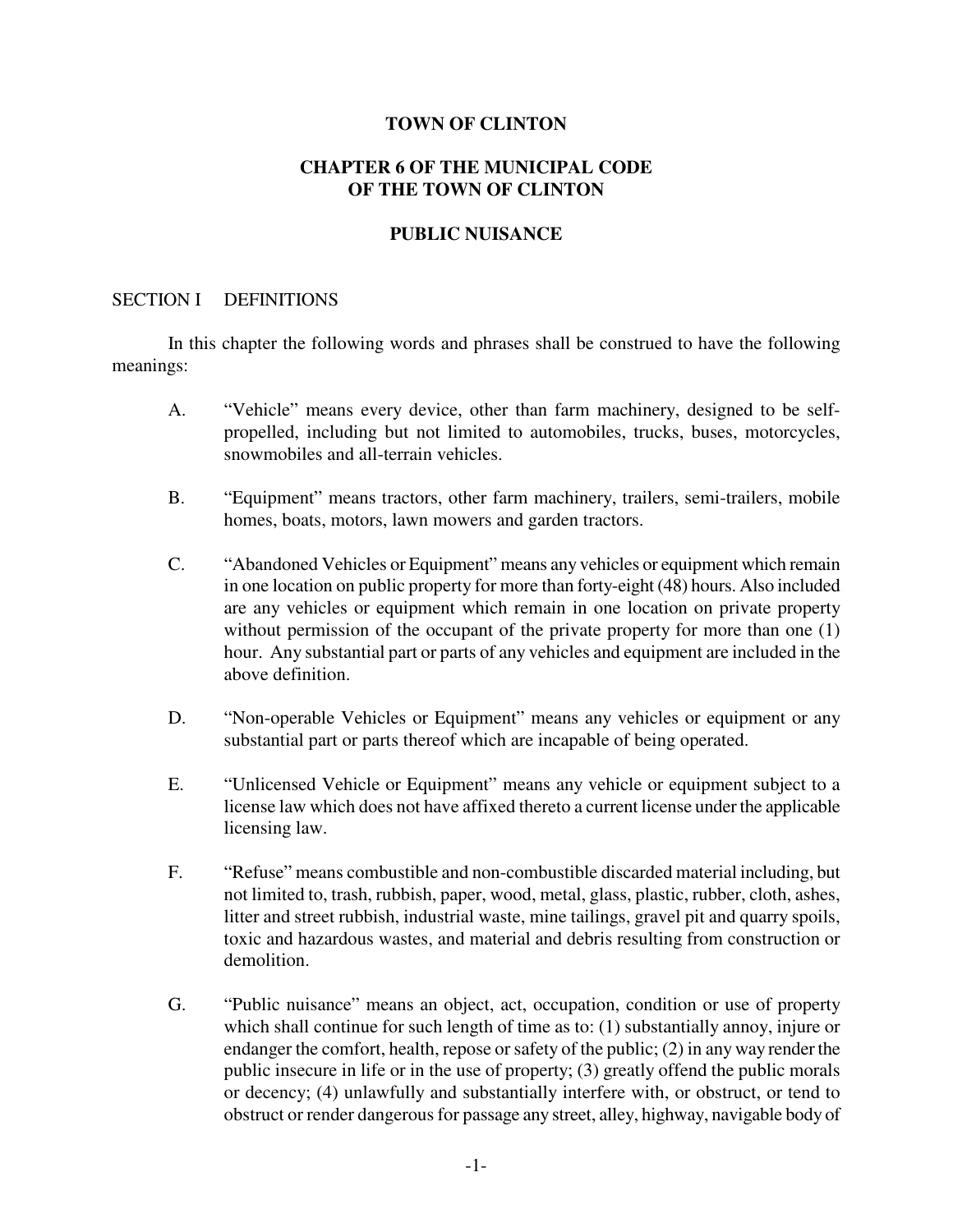# TOWN OF CLINTON

## CHAPTER 6 OF THE MUNICIPAL CODE OF THE TOWN OF CLINTON

## PUBLIC NUISANCE

### SECTION I DEFINITIONS

In this chapter the following words and phrases shall be construed to have the following meanings:

A. "Vehicle" means every device, other than farm machinery, designed to be self-propelled, including but not limited to automobiles, trucks, buses, motorcycles, snowmobiles and all-terrain vehicles.

B. "Equipment" means tractors, other farm machinery, trailers, semi-trailers, mobile homes, boats, motors, lawn mowers and garden tractors.

C. "Abandoned Vehicles or Equipment" means any vehicles or equipment which remain in one location on public property for more than forty-eight (48) hours. Also included are any vehicles or equipment which remain in one location on private property without permission of the occupant of the private property for more than one (1) hour. Any substantial part or parts of any vehicles and equipment are included in the above definition.

D. "Non-operable Vehicles or Equipment" means any vehicles or equipment or any substantial part or parts thereof which are incapable of being operated.

E. "Unlicensed Vehicle or Equipment" means any vehicle or equipment subject to a license law which does not have affixed thereto a current license under the applicable licensing law.

F. "Refuse" means combustible and non-combustible discarded material including, but not limited to, trash, rubbish, paper, wood, metal, glass, plastic, rubber, cloth, ashes, litter and street rubbish, industrial waste, mine tailings, gravel pit and quarry spoils, toxic and hazardous wastes, and material and debris resulting from construction or demolition.

G. "Public nuisance" means an object, act, occupation, condition or use of property which shall continue for such length of time as to: (1) substantially annoy, injure or endanger the comfort, health, repose or safety of the public; (2) in any way render the public insecure in life or in the use of property; (3) greatly offend the public morals or decency; (4) unlawfully and substantially interfere with, or obstruct, or tend to obstruct or render dangerous for passage any street, alley, highway, navigable body of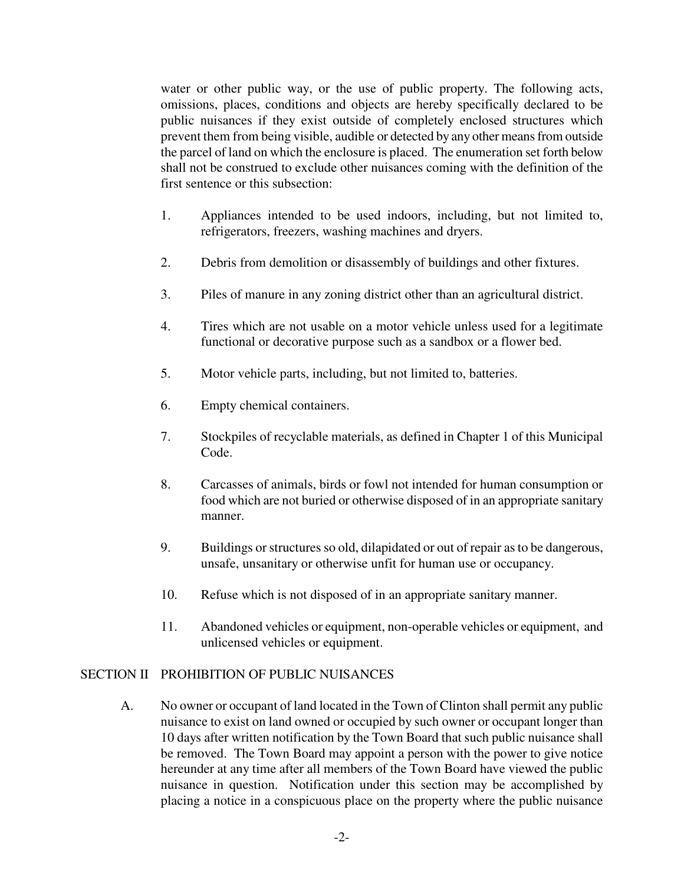water or other public way, or the use of public property. The following acts, omissions, places, conditions and objects are hereby specifically declared to be public nuisances if they exist outside of completely enclosed structures which prevent them from being visible, audible or detected by any other means from outside the parcel of land on which the enclosure is placed. The enumeration set forth below shall not be construed to exclude other nuisances coming with the definition of the first sentence or this subsection:

1. Appliances intended to be used indoors, including, but not limited to, refrigerators, freezers, washing machines and dryers.

2. Debris from demolition or disassembly of buildings and other fixtures.

3. Piles of manure in any zoning district other than an agricultural district.

4. Tires which are not usable on a motor vehicle unless used for a legitimate functional or decorative purpose such as a sandbox or a flower bed.

5. Motor vehicle parts, including, but not limited to, batteries.

6. Empty chemical containers.

7. Stockpiles of recyclable materials, as defined in Chapter 1 of this Municipal Code.

8. Carcasses of animals, birds or fowl not intended for human consumption or food which are not buried or otherwise disposed of in an appropriate sanitary manner.

9. Buildings or structures so old, dilapidated or out of repair as to be dangerous, unsafe, unsanitary or otherwise unfit for human use or occupancy.

10. Refuse which is not disposed of in an appropriate sanitary manner.

11. Abandoned vehicles or equipment, non-operable vehicles or equipment, and unlicensed vehicles or equipment.

## SECTION II PROHIBITION OF PUBLIC NUISANCES

A. No owner or occupant of land located in the Town of Clinton shall permit any public nuisance to exist on land owned or occupied by such owner or occupant longer than 10 days after written notification by the Town Board that such public nuisance shall be removed. The Town Board may appoint a person with the power to give notice hereunder at any time after all members of the Town Board have viewed the public nuisance in question. Notification under this section may be accomplished by placing a notice in a conspicuous place on the property where the public nuisance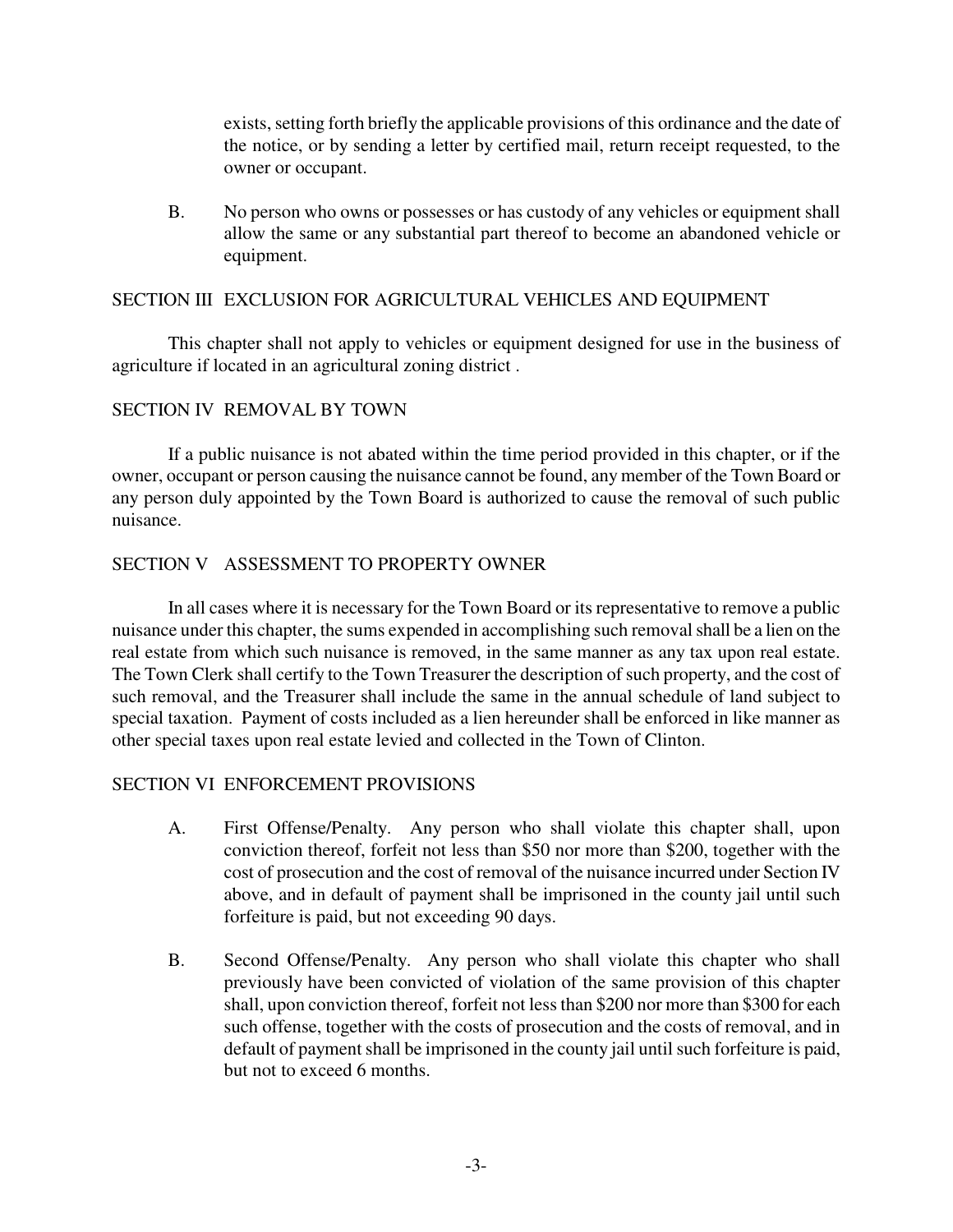exists, setting forth briefly the applicable provisions of this ordinance and the date of the notice, or by sending a letter by certified mail, return receipt requested, to the owner or occupant.

B. No person who owns or possesses or has custody of any vehicles or equipment shall allow the same or any substantial part thereof to become an abandoned vehicle or equipment.

## SECTION III EXCLUSION FOR AGRICULTURAL VEHICLES AND EQUIPMENT

This chapter shall not apply to vehicles or equipment designed for use in the business of agriculture if located in an agricultural zoning district .

## SECTION IV REMOVAL BY TOWN

If a public nuisance is not abated within the time period provided in this chapter, or if the owner, occupant or person causing the nuisance cannot be found, any member of the Town Board or any person duly appointed by the Town Board is authorized to cause the removal of such public nuisance.

## SECTION V ASSESSMENT TO PROPERTY OWNER

In all cases where it is necessary for the Town Board or its representative to remove a public nuisance under this chapter, the sums expended in accomplishing such removal shall be a lien on the real estate from which such nuisance is removed, in the same manner as any tax upon real estate. The Town Clerk shall certify to the Town Treasurer the description of such property, and the cost of such removal, and the Treasurer shall include the same in the annual schedule of land subject to special taxation. Payment of costs included as a lien hereunder shall be enforced in like manner as other special taxes upon real estate levied and collected in the Town of Clinton.

## SECTION VI ENFORCEMENT PROVISIONS

A. First Offense/Penalty. Any person who shall violate this chapter shall, upon conviction thereof, forfeit not less than $50 nor more than $200, together with the cost of prosecution and the cost of removal of the nuisance incurred under Section IV above, and in default of payment shall be imprisoned in the county jail until such forfeiture is paid, but not exceeding 90 days.

B. Second Offense/Penalty. Any person who shall violate this chapter who shall previously have been convicted of violation of the same provision of this chapter shall, upon conviction thereof, forfeit not less than $200 nor more than $300 for each such offense, together with the costs of prosecution and the costs of removal, and in default of payment shall be imprisoned in the county jail until such forfeiture is paid, but not to exceed 6 months.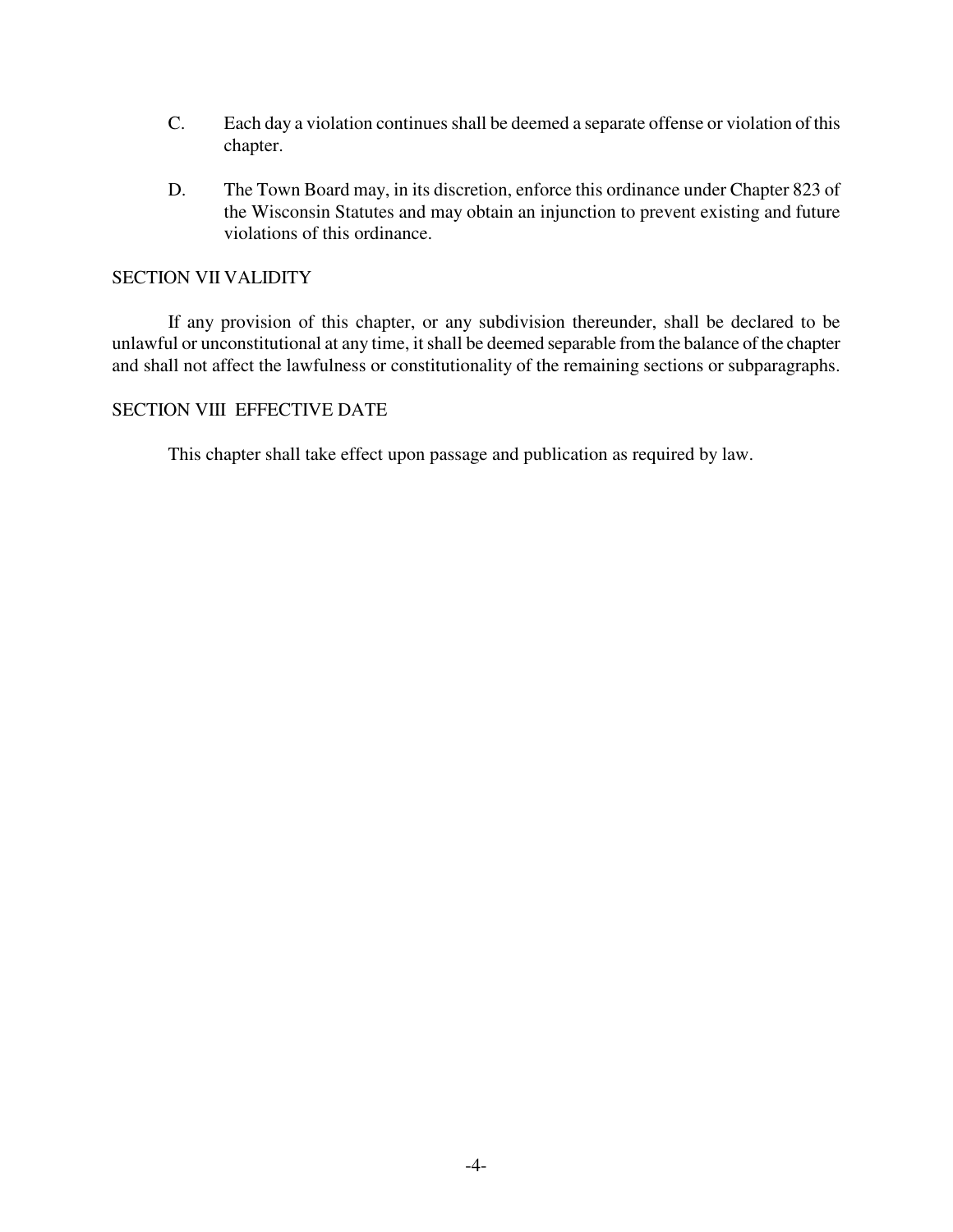C. Each day a violation continues shall be deemed a separate offense or violation of this chapter.

D. The Town Board may, in its discretion, enforce this ordinance under Chapter 823 of the Wisconsin Statutes and may obtain an injunction to prevent existing and future violations of this ordinance.

SECTION VII VALIDITY

If any provision of this chapter, or any subdivision thereunder, shall be declared to be unlawful or unconstitutional at any time, it shall be deemed separable from the balance of the chapter and shall not affect the lawfulness or constitutionality of the remaining sections or subparagraphs.

SECTION VIII EFFECTIVE DATE

This chapter shall take effect upon passage and publication as required by law.